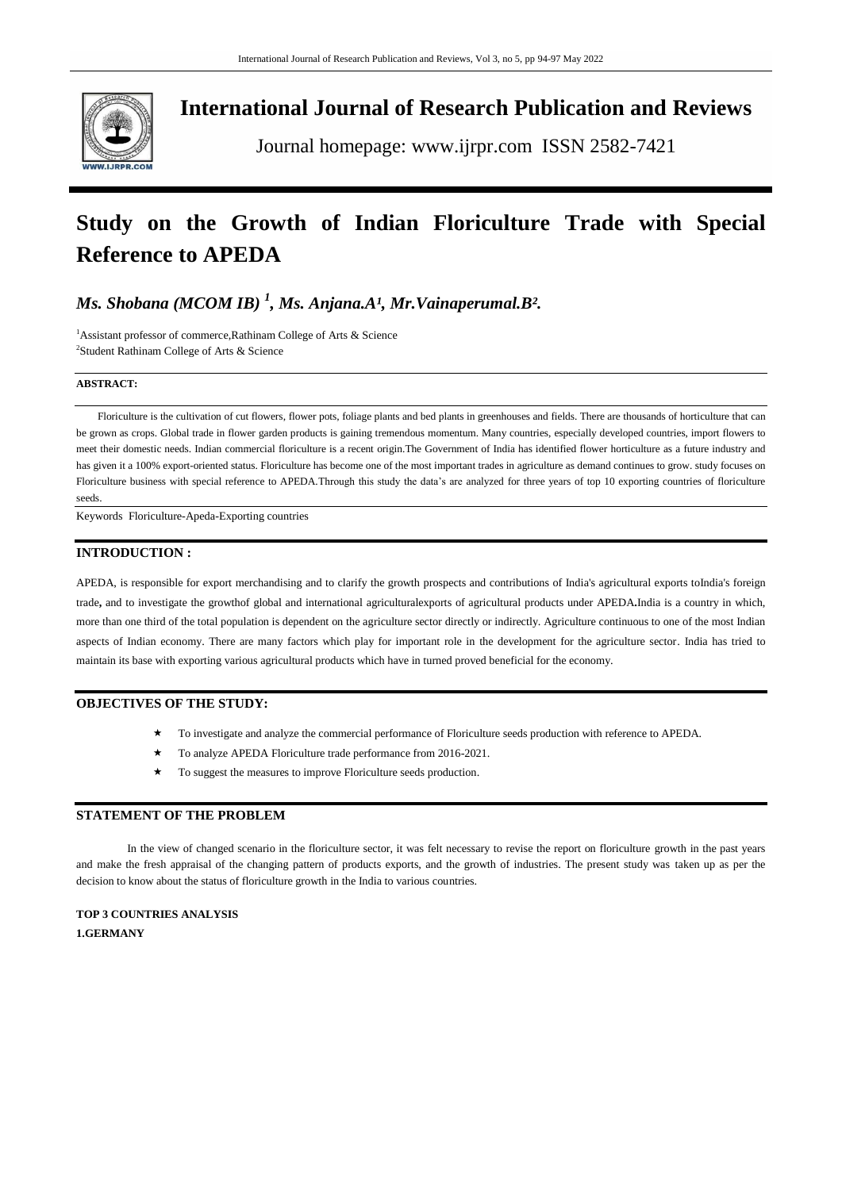# International Journal of Research Publication and Reviews

Journal homepage: www.ijrpr.com ISSN 2582-7421

# Study on the Growth of Indian Floriculture Trade with Special Reference to APEDA

***Ms. Shobana (MCOM IB)*** [1]***, Ms. Anjana.A***[1]***, Mr.Vainaperumal.B***[2]***.***

[1]Assistant professor of commerce,Rathinam College of Arts & Science

[2]Student Rathinam College of Arts & Science

**ABSTRACT:**

Floriculture is the cultivation of cut flowers, flower pots, foliage plants and bed plants in greenhouses and fields. There are thousands of horticulture that can be grown as crops. Global trade in flower garden products is gaining tremendous momentum. Many countries, especially developed countries, import flowers to meet their domestic needs. Indian commercial floriculture is a recent origin.The Government of India has identified flower horticulture as a future industry and has given it a 100% export-oriented status. Floriculture has become one of the most important trades in agriculture as demand continues to grow. study focuses on Floriculture business with special reference to APEDA.Through this study the data's are analyzed for three years of top 10 exporting countries of floriculture seeds.

Keywords Floriculture-Apeda-Exporting countries

## INTRODUCTION :

APEDA, is responsible for export merchandising and to clarify the growth prospects and contributions of India's agricultural exports toIndia's foreign trade**,** and to investigate the growthof global and international agriculturalexports of agricultural products under APEDA**.**India is a country in which, more than one third of the total population is dependent on the agriculture sector directly or indirectly. Agriculture continuous to one of the most Indian aspects of Indian economy. There are many factors which play for important role in the development for the agriculture sector. India has tried to maintain its base with exporting various agricultural products which have in turned proved beneficial for the economy.

## OBJECTIVES OF THE STUDY:

- To investigate and analyze the commercial performance of Floriculture seeds production with reference to APEDA.
- To analyze APEDA Floriculture trade performance from 2016-2021.
- To suggest the measures to improve Floriculture seeds production.

## STATEMENT OF THE PROBLEM

In the view of changed scenario in the floriculture sector, it was felt necessary to revise the report on floriculture growth in the past years and make the fresh appraisal of the changing pattern of products exports, and the growth of industries. The present study was taken up as per the decision to know about the status of floriculture growth in the India to various countries.

**TOP 3 COUNTRIES ANALYSIS**

**1.GERMANY**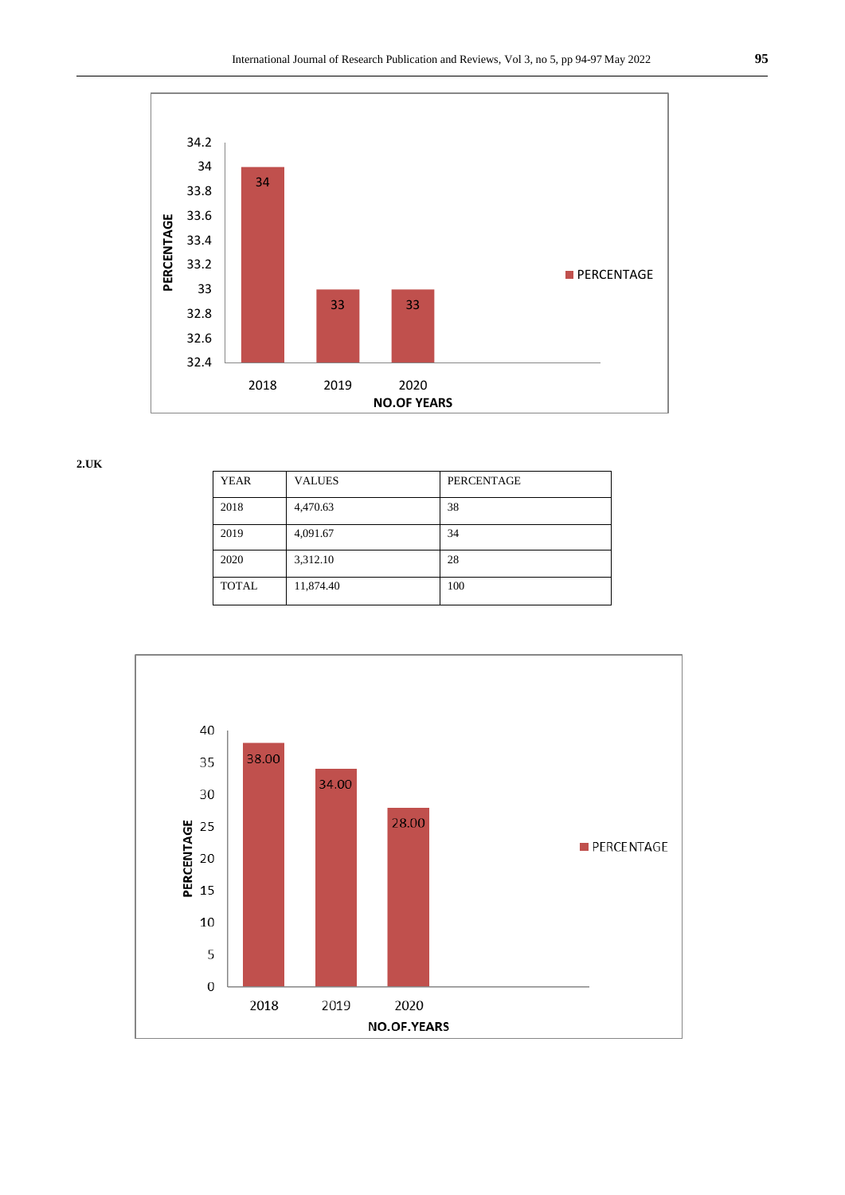PERCENTAGE

34.2
34
33.8
33.6
33.4
33.2
33
32.8
32.6
32.4

34
33
33

2018
2019
2020

NO.OF YEARS

PERCENTAGE

**2.UK**

| YEAR | VALUES | PERCENTAGE |
|---|---|---|
| 2018 | 4,470.63 | 38 |
| 2019 | 4,091.67 | 34 |
| 2020 | 3,312.10 | 28 |
| TOTAL | 11,874.40 | 100 |

PERCENTAGE

40
35
30
25
20
15
10
5
0

38.00
34.00
28.00

2018
2019
2020

NO.OF.YEARS

PERCENTAGE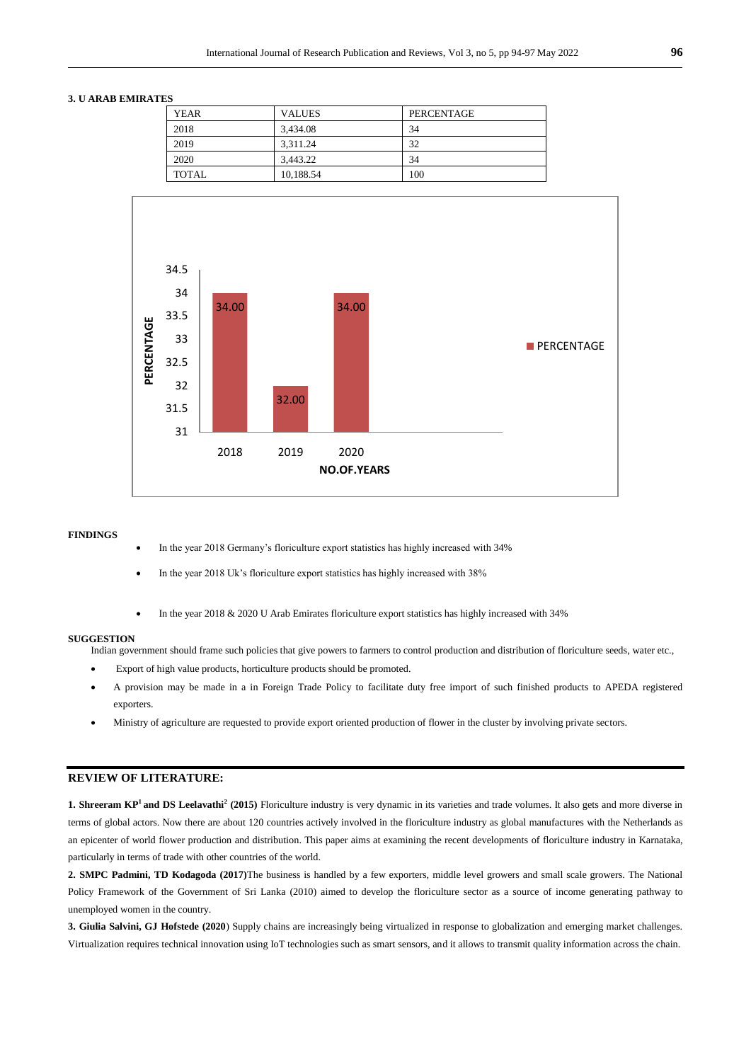**3. U ARAB EMIRATES**

| YEAR | VALUES | PERCENTAGE |
|---|---|---|
| 2018 | 3,434.08 | 34 |
| 2019 | 3,311.24 | 32 |
| 2020 | 3,443.22 | 34 |
| TOTAL | 10,188.54 | 100 |

PERCENTAGE

34.5
34
33.5
33
32.5
32
31.5
31

34.00
32.00
34.00

2018 2019 2020

NO.OF.YEARS

PERCENTAGE

**FINDINGS**

- In the year 2018 Germany's floriculture export statistics has highly increased with 34%
- In the year 2018 Uk's floriculture export statistics has highly increased with 38%
- In the year 2018 & 2020 U Arab Emirates floriculture export statistics has highly increased with 34%

**SUGGESTION**

Indian government should frame such policies that give powers to farmers to control production and distribution of floriculture seeds, water etc.,

- Export of high value products, horticulture products should be promoted.
- A provision may be made in a in Foreign Trade Policy to facilitate duty free import of such finished products to APEDA registered exporters.
- Ministry of agriculture are requested to provide export oriented production of flower in the cluster by involving private sectors.

## REVIEW OF LITERATURE:

**1. Shreeram KP[1] and DS Leelavathi[2] (2015)** Floriculture industry is very dynamic in its varieties and trade volumes. It also gets and more diverse in terms of global actors. Now there are about 120 countries actively involved in the floriculture industry as global manufactures with the Netherlands as an epicenter of world flower production and distribution. This paper aims at examining the recent developments of floriculture industry in Karnataka, particularly in terms of trade with other countries of the world.

**2. SMPC Padmini, TD Kodagoda (2017)**The business is handled by a few exporters, middle level growers and small scale growers. The National Policy Framework of the Government of Sri Lanka (2010) aimed to develop the floriculture sector as a source of income generating pathway to unemployed women in the country.

**3. Giulia Salvini, GJ Hofstede (2020**) Supply chains are increasingly being virtualized in response to globalization and emerging market challenges. Virtualization requires technical innovation using IoT technologies such as smart sensors, and it allows to transmit quality information across the chain.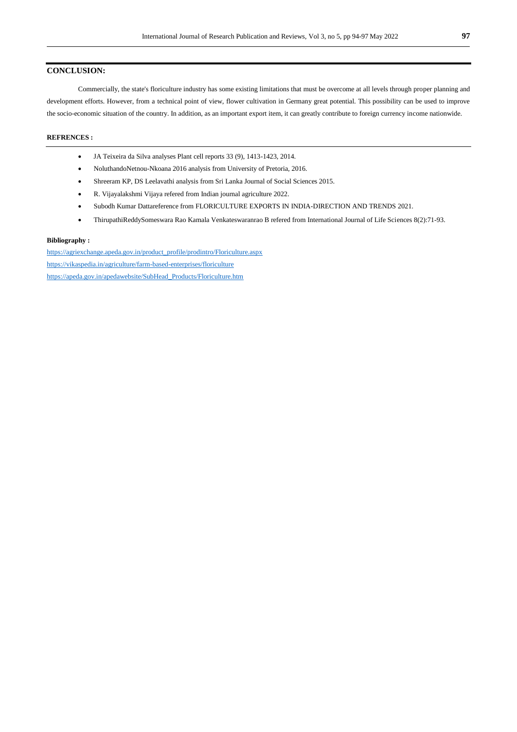## CONCLUSION:

Commercially, the state's floriculture industry has some existing limitations that must be overcome at all levels through proper planning and development efforts. However, from a technical point of view, flower cultivation in Germany great potential. This possibility can be used to improve the socio-economic situation of the country. In addition, as an important export item, it can greatly contribute to foreign currency income nationwide.

### REFRENCES :

- JA Teixeira da Silva analyses Plant cell reports 33 (9), 1413-1423, 2014.
- NoluthandoNetnou-Nkoana 2016 analysis from University of Pretoria, 2016.
- Shreeram KP, DS Leelavathi analysis from Sri Lanka Journal of Social Sciences 2015.
- R. Vijayalakshmi Vijaya refered from Indian journal agriculture 2022.
- Subodh Kumar Dattareference from FLORICULTURE EXPORTS IN INDIA-DIRECTION AND TRENDS 2021.
- ThirupathiReddySomeswara Rao Kamala Venkateswaranrao B refered from International Journal of Life Sciences 8(2):71-93.

### Bibliography :

https://agriexchange.apeda.gov.in/product_profile/prodintro/Floriculture.aspx

https://vikaspedia.in/agriculture/farm-based-enterprises/floriculture

https://apeda.gov.in/apedawebsite/SubHead_Products/Floriculture.htm